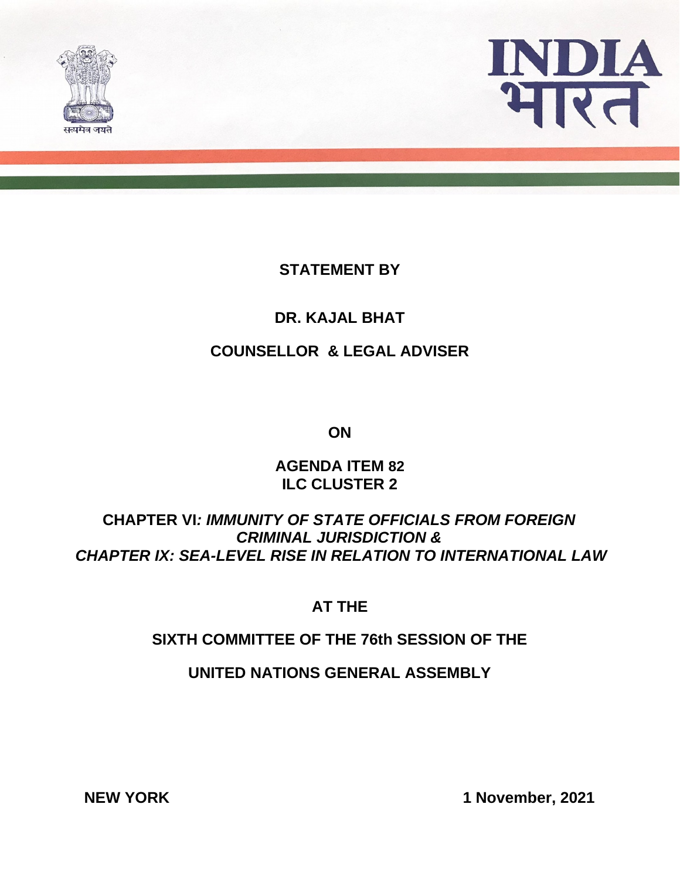सत्यमेव जयते

# INDIA
# भारत

**STATEMENT BY**

**DR. KAJAL BHAT**

**COUNSELLOR & LEGAL ADVISER**

**ON**

**AGENDA ITEM 82**
**ILC CLUSTER 2**

**CHAPTER VI*: IMMUNITY OF STATE OFFICIALS FROM FOREIGN CRIMINAL JURISDICTION &***
***CHAPTER IX: SEA-LEVEL RISE IN RELATION TO INTERNATIONAL LAW***

**AT THE**

**SIXTH COMMITTEE OF THE 76th SESSION OF THE**

**UNITED NATIONS GENERAL ASSEMBLY**

**NEW YORK** **1 November, 2021**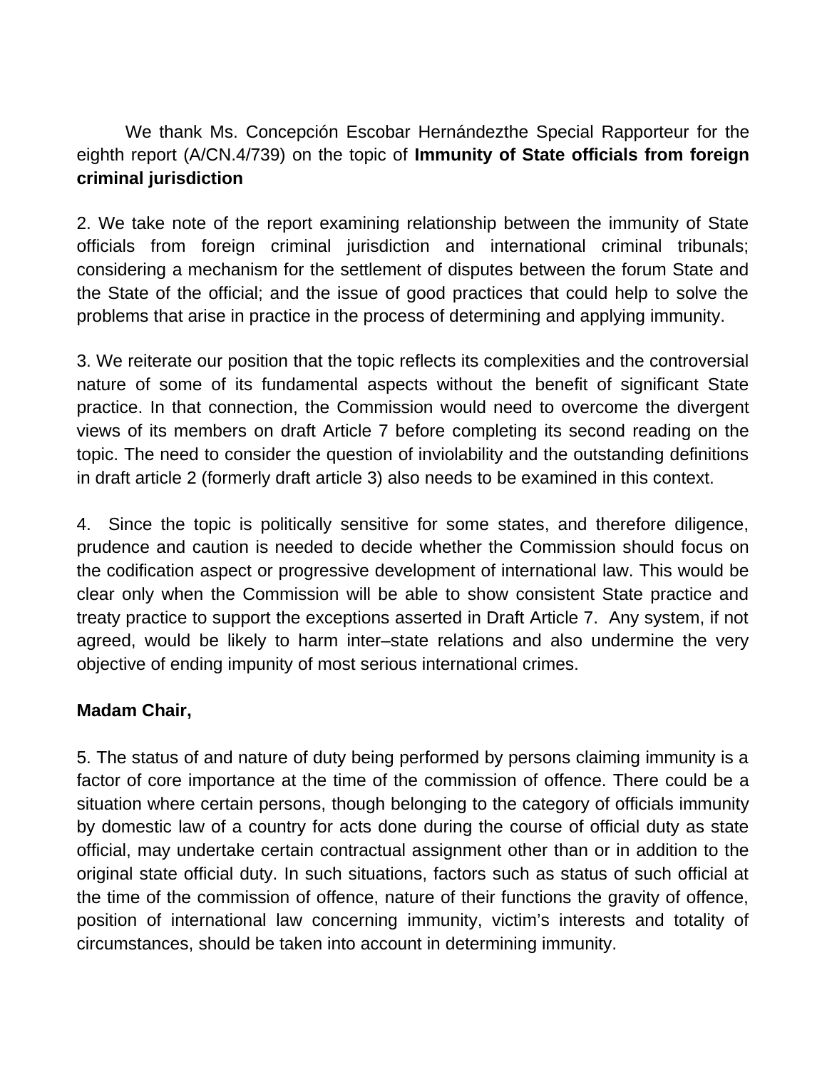We thank Ms. Concepción Escobar Hernándezthe Special Rapporteur for the eighth report (A/CN.4/739) on the topic of **Immunity of State officials from foreign criminal jurisdiction**

2. We take note of the report examining relationship between the immunity of State officials from foreign criminal jurisdiction and international criminal tribunals; considering a mechanism for the settlement of disputes between the forum State and the State of the official; and the issue of good practices that could help to solve the problems that arise in practice in the process of determining and applying immunity.

3. We reiterate our position that the topic reflects its complexities and the controversial nature of some of its fundamental aspects without the benefit of significant State practice. In that connection, the Commission would need to overcome the divergent views of its members on draft Article 7 before completing its second reading on the topic. The need to consider the question of inviolability and the outstanding definitions in draft article 2 (formerly draft article 3) also needs to be examined in this context.

4. Since the topic is politically sensitive for some states, and therefore diligence, prudence and caution is needed to decide whether the Commission should focus on the codification aspect or progressive development of international law. This would be clear only when the Commission will be able to show consistent State practice and treaty practice to support the exceptions asserted in Draft Article 7. Any system, if not agreed, would be likely to harm inter–state relations and also undermine the very objective of ending impunity of most serious international crimes.

**Madam Chair,**

5. The status of and nature of duty being performed by persons claiming immunity is a factor of core importance at the time of the commission of offence. There could be a situation where certain persons, though belonging to the category of officials immunity by domestic law of a country for acts done during the course of official duty as state official, may undertake certain contractual assignment other than or in addition to the original state official duty. In such situations, factors such as status of such official at the time of the commission of offence, nature of their functions the gravity of offence, position of international law concerning immunity, victim's interests and totality of circumstances, should be taken into account in determining immunity.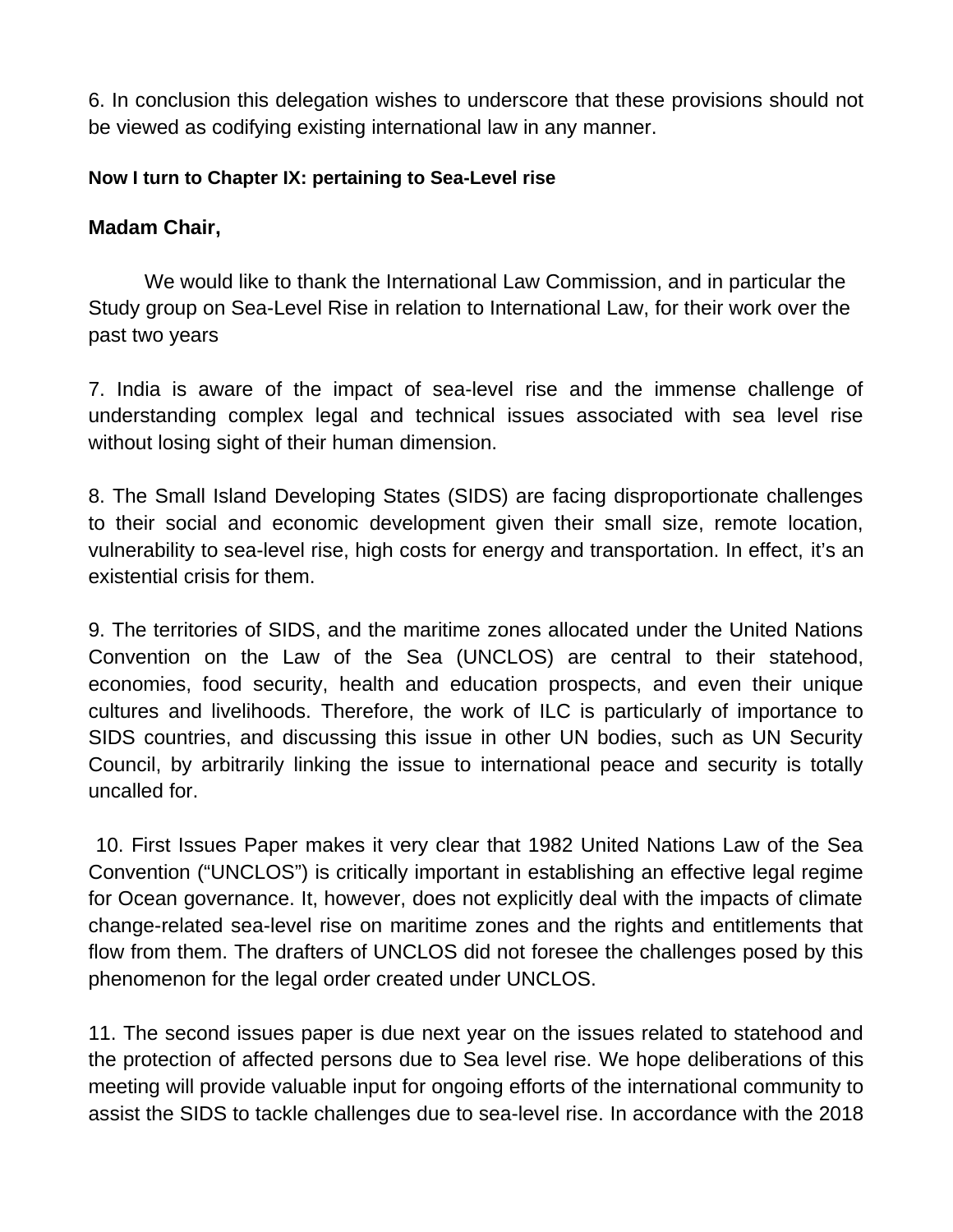6. In conclusion this delegation wishes to underscore that these provisions should not be viewed as codifying existing international law in any manner.

**Now I turn to Chapter IX: pertaining to Sea-Level rise**

**Madam Chair,**

We would like to thank the International Law Commission, and in particular the Study group on Sea-Level Rise in relation to International Law, for their work over the past two years

7. India is aware of the impact of sea-level rise and the immense challenge of understanding complex legal and technical issues associated with sea level rise without losing sight of their human dimension.

8. The Small Island Developing States (SIDS) are facing disproportionate challenges to their social and economic development given their small size, remote location, vulnerability to sea-level rise, high costs for energy and transportation. In effect, it's an existential crisis for them.

9. The territories of SIDS, and the maritime zones allocated under the United Nations Convention on the Law of the Sea (UNCLOS) are central to their statehood, economies, food security, health and education prospects, and even their unique cultures and livelihoods. Therefore, the work of ILC is particularly of importance to SIDS countries, and discussing this issue in other UN bodies, such as UN Security Council, by arbitrarily linking the issue to international peace and security is totally uncalled for.

10. First Issues Paper makes it very clear that 1982 United Nations Law of the Sea Convention ("UNCLOS") is critically important in establishing an effective legal regime for Ocean governance. It, however, does not explicitly deal with the impacts of climate change-related sea-level rise on maritime zones and the rights and entitlements that flow from them. The drafters of UNCLOS did not foresee the challenges posed by this phenomenon for the legal order created under UNCLOS.

11. The second issues paper is due next year on the issues related to statehood and the protection of affected persons due to Sea level rise. We hope deliberations of this meeting will provide valuable input for ongoing efforts of the international community to assist the SIDS to tackle challenges due to sea-level rise. In accordance with the 2018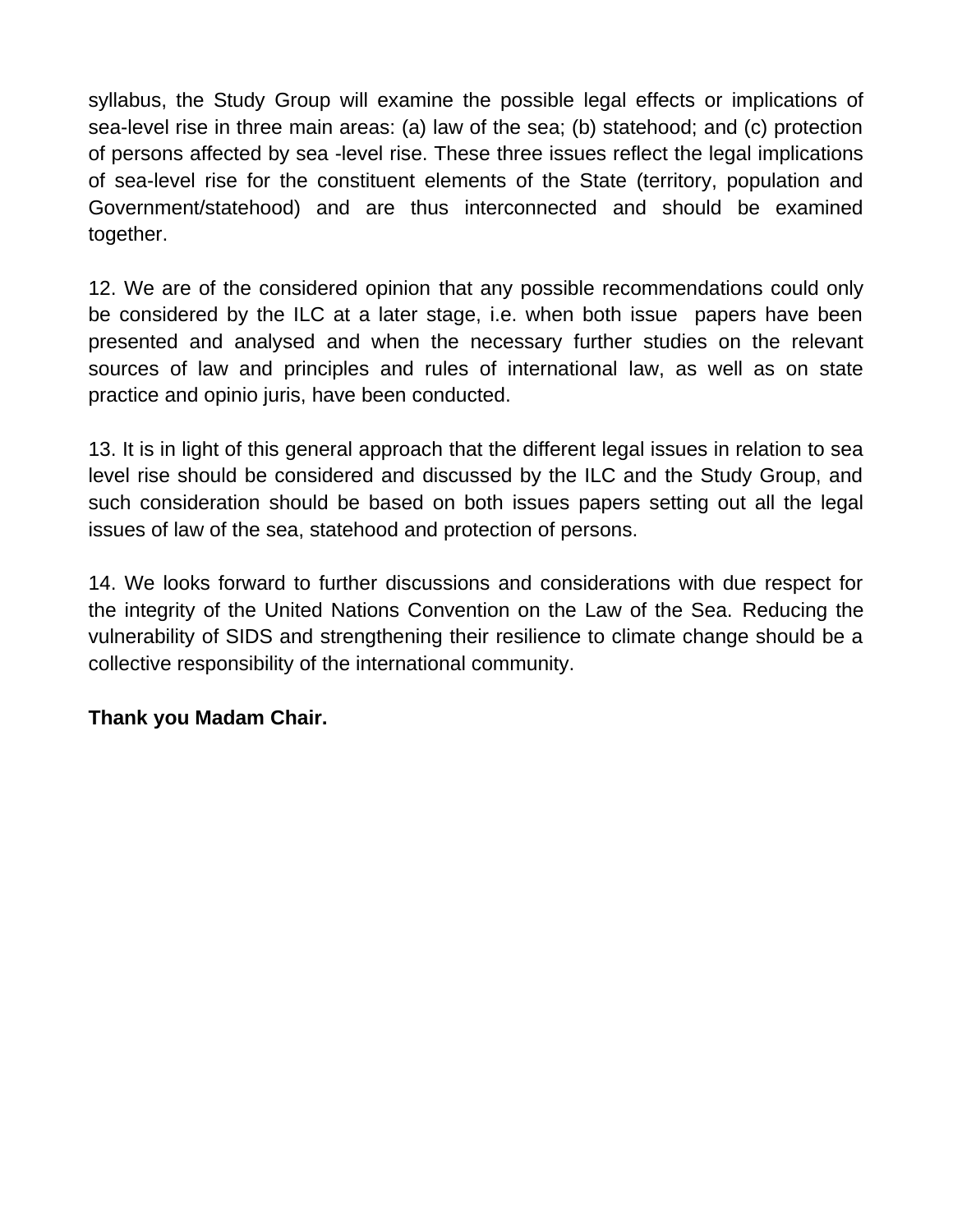syllabus, the Study Group will examine the possible legal effects or implications of sea-level rise in three main areas: (a) law of the sea; (b) statehood; and (c) protection of persons affected by sea -level rise. These three issues reflect the legal implications of sea-level rise for the constituent elements of the State (territory, population and Government/statehood) and are thus interconnected and should be examined together.

12. We are of the considered opinion that any possible recommendations could only be considered by the ILC at a later stage, i.e. when both issue papers have been presented and analysed and when the necessary further studies on the relevant sources of law and principles and rules of international law, as well as on state practice and opinio juris, have been conducted.

13. It is in light of this general approach that the different legal issues in relation to sea level rise should be considered and discussed by the ILC and the Study Group, and such consideration should be based on both issues papers setting out all the legal issues of law of the sea, statehood and protection of persons.

14. We looks forward to further discussions and considerations with due respect for the integrity of the United Nations Convention on the Law of the Sea. Reducing the vulnerability of SIDS and strengthening their resilience to climate change should be a collective responsibility of the international community.

**Thank you Madam Chair.**